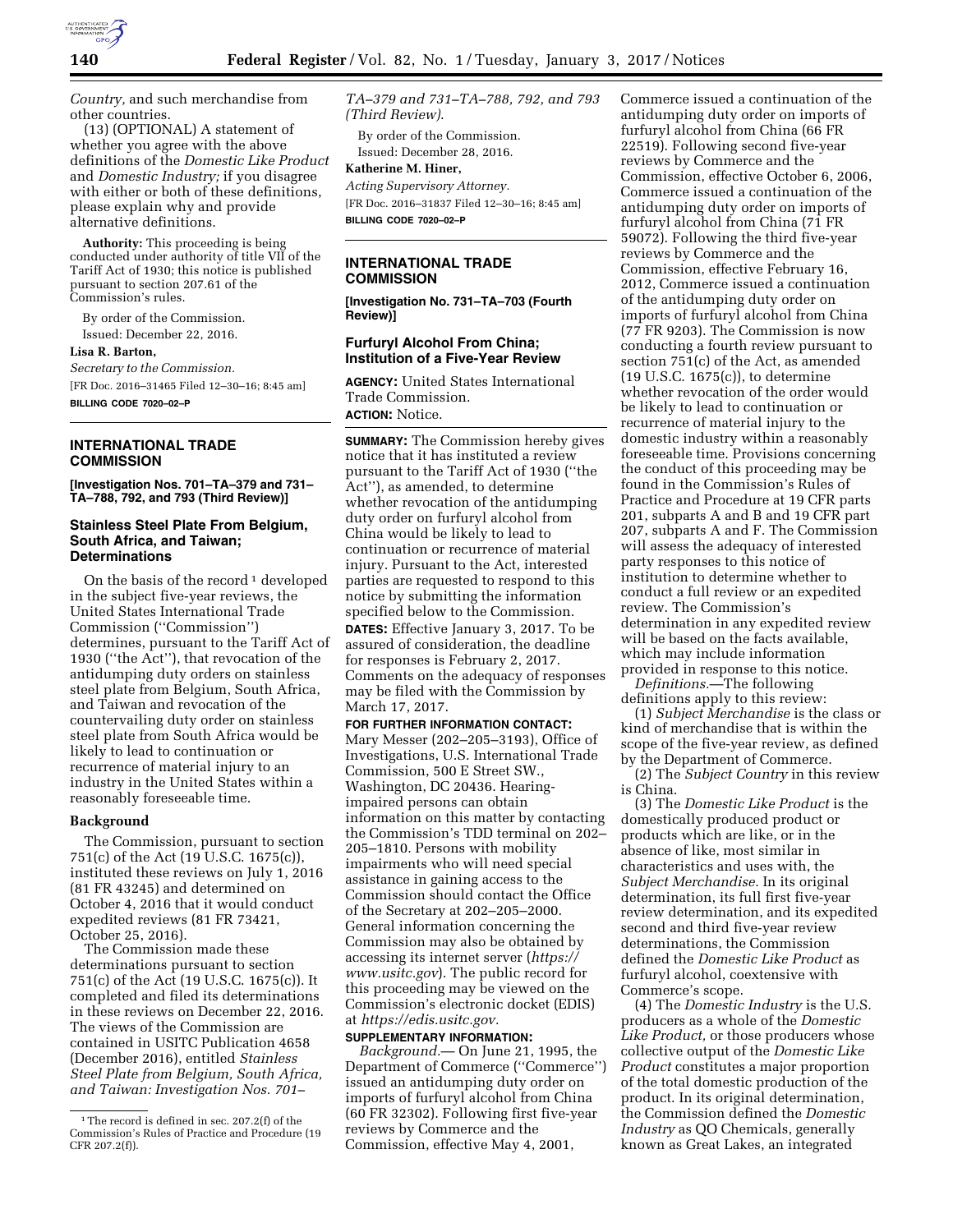*Country,* and such merchandise from other countries.

(13) (OPTIONAL) A statement of whether you agree with the above definitions of the *Domestic Like Product* and *Domestic Industry;* if you disagree with either or both of these definitions, please explain why and provide alternative definitions.

**Authority:** This proceeding is being conducted under authority of title VII of the Tariff Act of 1930; this notice is published pursuant to section 207.61 of the Commission's rules.

By order of the Commission.

Issued: December 22, 2016.

**Lisa R. Barton,**

*Secretary to the Commission.*

[FR Doc. 2016–31465 Filed 12–30–16; 8:45 am]

**BILLING CODE 7020–02–P**

---

## INTERNATIONAL TRADE COMMISSION

**[Investigation Nos. 701–TA–379 and 731–TA–788, 792, and 793 (Third Review)]**

### Stainless Steel Plate From Belgium, South Africa, and Taiwan; Determinations

On the basis of the record [1] developed in the subject five-year reviews, the United States International Trade Commission ("Commission") determines, pursuant to the Tariff Act of 1930 ("the Act"), that revocation of the antidumping duty orders on stainless steel plate from Belgium, South Africa, and Taiwan and revocation of the countervailing duty order on stainless steel plate from South Africa would be likely to lead to continuation or recurrence of material injury to an industry in the United States within a reasonably foreseeable time.

**Background**

The Commission, pursuant to section 751(c) of the Act (19 U.S.C. 1675(c)), instituted these reviews on July 1, 2016 (81 FR 43245) and determined on October 4, 2016 that it would conduct expedited reviews (81 FR 73421, October 25, 2016).

The Commission made these determinations pursuant to section 751(c) of the Act (19 U.S.C. 1675(c)). It completed and filed its determinations in these reviews on December 22, 2016. The views of the Commission are contained in USITC Publication 4658 (December 2016), entitled *Stainless Steel Plate from Belgium, South Africa, and Taiwan: Investigation Nos. 701–TA–379 and 731–TA–788, 792, and 793 (Third Review).*

By order of the Commission.

Issued: December 28, 2016.

**Katherine M. Hiner,**

*Acting Supervisory Attorney.*

[FR Doc. 2016–31837 Filed 12–30–16; 8:45 am]

**BILLING CODE 7020–02–P**

[1] The record is defined in sec. 207.2(f) of the Commission's Rules of Practice and Procedure (19 CFR 207.2(f)).

---

## INTERNATIONAL TRADE COMMISSION

**[Investigation No. 731–TA–703 (Fourth Review)]**

### Furfuryl Alcohol From China; Institution of a Five-Year Review

**AGENCY:** United States International Trade Commission.

**ACTION:** Notice.

**SUMMARY:** The Commission hereby gives notice that it has instituted a review pursuant to the Tariff Act of 1930 ("the Act"), as amended, to determine whether revocation of the antidumping duty order on furfuryl alcohol from China would be likely to lead to continuation or recurrence of material injury. Pursuant to the Act, interested parties are requested to respond to this notice by submitting the information specified below to the Commission.

**DATES:** Effective January 3, 2017. To be assured of consideration, the deadline for responses is February 2, 2017. Comments on the adequacy of responses may be filed with the Commission by March 17, 2017.

**FOR FURTHER INFORMATION CONTACT:** Mary Messer (202–205–3193), Office of Investigations, U.S. International Trade Commission, 500 E Street SW., Washington, DC 20436. Hearing-impaired persons can obtain information on this matter by contacting the Commission's TDD terminal on 202–205–1810. Persons with mobility impairments who will need special assistance in gaining access to the Commission should contact the Office of the Secretary at 202–205–2000. General information concerning the Commission may also be obtained by accessing its internet server (*https://www.usitc.gov*). The public record for this proceeding may be viewed on the Commission's electronic docket (EDIS) at *https://edis.usitc.gov.*

**SUPPLEMENTARY INFORMATION:**

*Background.*— On June 21, 1995, the Department of Commerce ("Commerce") issued an antidumping duty order on imports of furfuryl alcohol from China (60 FR 32302). Following first five-year reviews by Commerce and the Commission, effective May 4, 2001, Commerce issued a continuation of the antidumping duty order on imports of furfuryl alcohol from China (66 FR 22519). Following second five-year reviews by Commerce and the Commission, effective October 6, 2006, Commerce issued a continuation of the antidumping duty order on imports of furfuryl alcohol from China (71 FR 59072). Following the third five-year reviews by Commerce and the Commission, effective February 16, 2012, Commerce issued a continuation of the antidumping duty order on imports of furfuryl alcohol from China (77 FR 9203). The Commission is now conducting a fourth review pursuant to section 751(c) of the Act, as amended (19 U.S.C. 1675(c)), to determine whether revocation of the order would be likely to lead to continuation or recurrence of material injury to the domestic industry within a reasonably foreseeable time. Provisions concerning the conduct of this proceeding may be found in the Commission's Rules of Practice and Procedure at 19 CFR parts 201, subparts A and B and 19 CFR part 207, subparts A and F. The Commission will assess the adequacy of interested party responses to this notice of institution to determine whether to conduct a full review or an expedited review. The Commission's determination in any expedited review will be based on the facts available, which may include information provided in response to this notice.

*Definitions.*—The following definitions apply to this review:

(1) *Subject Merchandise* is the class or kind of merchandise that is within the scope of the five-year review, as defined by the Department of Commerce.

(2) The *Subject Country* in this review is China.

(3) The *Domestic Like Product* is the domestically produced product or products which are like, or in the absence of like, most similar in characteristics and uses with, the *Subject Merchandise.* In its original determination, its full first five-year review determination, and its expedited second and third five-year review determinations, the Commission defined the *Domestic Like Product* as furfuryl alcohol, coextensive with Commerce's scope.

(4) The *Domestic Industry* is the U.S. producers as a whole of the *Domestic Like Product,* or those producers whose collective output of the *Domestic Like Product* constitutes a major proportion of the total domestic production of the product. In its original determination, the Commission defined the *Domestic Industry* as QO Chemicals, generally known as Great Lakes, an integrated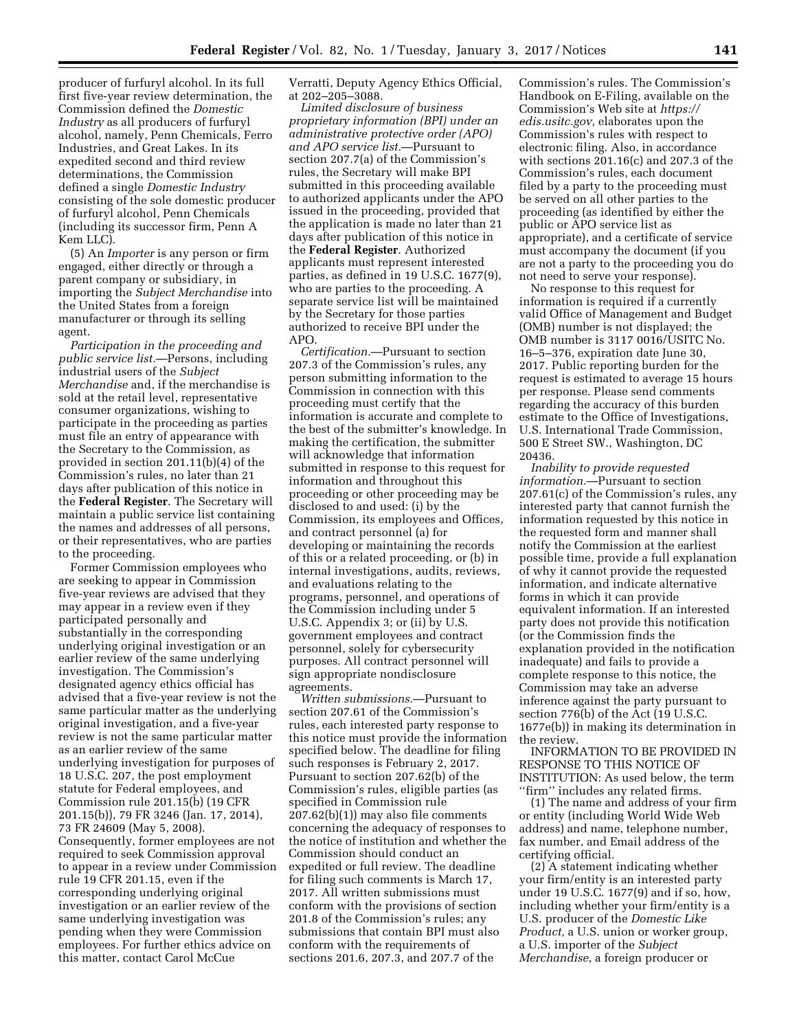producer of furfuryl alcohol. In its full first five-year review determination, the Commission defined the *Domestic Industry* as all producers of furfuryl alcohol, namely, Penn Chemicals, Ferro Industries, and Great Lakes. In its expedited second and third review determinations, the Commission defined a single *Domestic Industry* consisting of the sole domestic producer of furfuryl alcohol, Penn Chemicals (including its successor firm, Penn A Kem LLC).

(5) An *Importer* is any person or firm engaged, either directly or through a parent company or subsidiary, in importing the *Subject Merchandise* into the United States from a foreign manufacturer or through its selling agent.

*Participation in the proceeding and public service list.*—Persons, including industrial users of the *Subject Merchandise* and, if the merchandise is sold at the retail level, representative consumer organizations, wishing to participate in the proceeding as parties must file an entry of appearance with the Secretary to the Commission, as provided in section 201.11(b)(4) of the Commission's rules, no later than 21 days after publication of this notice in the **Federal Register**. The Secretary will maintain a public service list containing the names and addresses of all persons, or their representatives, who are parties to the proceeding.

Former Commission employees who are seeking to appear in Commission five-year reviews are advised that they may appear in a review even if they participated personally and substantially in the corresponding underlying original investigation or an earlier review of the same underlying investigation. The Commission's designated agency ethics official has advised that a five-year review is not the same particular matter as the underlying original investigation, and a five-year review is not the same particular matter as an earlier review of the same underlying investigation for purposes of 18 U.S.C. 207, the post employment statute for Federal employees, and Commission rule 201.15(b) (19 CFR 201.15(b)), 79 FR 3246 (Jan. 17, 2014), 73 FR 24609 (May 5, 2008). Consequently, former employees are not required to seek Commission approval to appear in a review under Commission rule 19 CFR 201.15, even if the corresponding underlying original investigation or an earlier review of the same underlying investigation was pending when they were Commission employees. For further ethics advice on this matter, contact Carol McCue Verratti, Deputy Agency Ethics Official, at 202–205–3088.

*Limited disclosure of business proprietary information (BPI) under an administrative protective order (APO) and APO service list.*—Pursuant to section 207.7(a) of the Commission's rules, the Secretary will make BPI submitted in this proceeding available to authorized applicants under the APO issued in the proceeding, provided that the application is made no later than 21 days after publication of this notice in the **Federal Register**. Authorized applicants must represent interested parties, as defined in 19 U.S.C. 1677(9), who are parties to the proceeding. A separate service list will be maintained by the Secretary for those parties authorized to receive BPI under the APO.

*Certification.*—Pursuant to section 207.3 of the Commission's rules, any person submitting information to the Commission in connection with this proceeding must certify that the information is accurate and complete to the best of the submitter's knowledge. In making the certification, the submitter will acknowledge that information submitted in response to this request for information and throughout this proceeding or other proceeding may be disclosed to and used: (i) by the Commission, its employees and Offices, and contract personnel (a) for developing or maintaining the records of this or a related proceeding, or (b) in internal investigations, audits, reviews, and evaluations relating to the programs, personnel, and operations of the Commission including under 5 U.S.C. Appendix 3; or (ii) by U.S. government employees and contract personnel, solely for cybersecurity purposes. All contract personnel will sign appropriate nondisclosure agreements.

*Written submissions.*—Pursuant to section 207.61 of the Commission's rules, each interested party response to this notice must provide the information specified below. The deadline for filing such responses is February 2, 2017. Pursuant to section 207.62(b) of the Commission's rules, eligible parties (as specified in Commission rule 207.62(b)(1)) may also file comments concerning the adequacy of responses to the notice of institution and whether the Commission should conduct an expedited or full review. The deadline for filing such comments is March 17, 2017. All written submissions must conform with the provisions of section 201.8 of the Commission's rules; any submissions that contain BPI must also conform with the requirements of sections 201.6, 207.3, and 207.7 of the Commission's rules. The Commission's Handbook on E-Filing, available on the Commission's Web site at *https://edis.usitc.gov,* elaborates upon the Commission's rules with respect to electronic filing. Also, in accordance with sections 201.16(c) and 207.3 of the Commission's rules, each document filed by a party to the proceeding must be served on all other parties to the proceeding (as identified by either the public or APO service list as appropriate), and a certificate of service must accompany the document (if you are not a party to the proceeding you do not need to serve your response).

No response to this request for information is required if a currently valid Office of Management and Budget (OMB) number is not displayed; the OMB number is 3117 0016/USITC No. 16–5–376, expiration date June 30, 2017. Public reporting burden for the request is estimated to average 15 hours per response. Please send comments regarding the accuracy of this burden estimate to the Office of Investigations, U.S. International Trade Commission, 500 E Street SW., Washington, DC 20436.

*Inability to provide requested information.*—Pursuant to section 207.61(c) of the Commission's rules, any interested party that cannot furnish the information requested by this notice in the requested form and manner shall notify the Commission at the earliest possible time, provide a full explanation of why it cannot provide the requested information, and indicate alternative forms in which it can provide equivalent information. If an interested party does not provide this notification (or the Commission finds the explanation provided in the notification inadequate) and fails to provide a complete response to this notice, the Commission may take an adverse inference against the party pursuant to section 776(b) of the Act (19 U.S.C. 1677e(b)) in making its determination in the review.

INFORMATION TO BE PROVIDED IN RESPONSE TO THIS NOTICE OF INSTITUTION: As used below, the term ''firm'' includes any related firms.

(1) The name and address of your firm or entity (including World Wide Web address) and name, telephone number, fax number, and Email address of the certifying official.

(2) A statement indicating whether your firm/entity is an interested party under 19 U.S.C. 1677(9) and if so, how, including whether your firm/entity is a U.S. producer of the *Domestic Like Product,* a U.S. union or worker group, a U.S. importer of the *Subject Merchandise*, a foreign producer or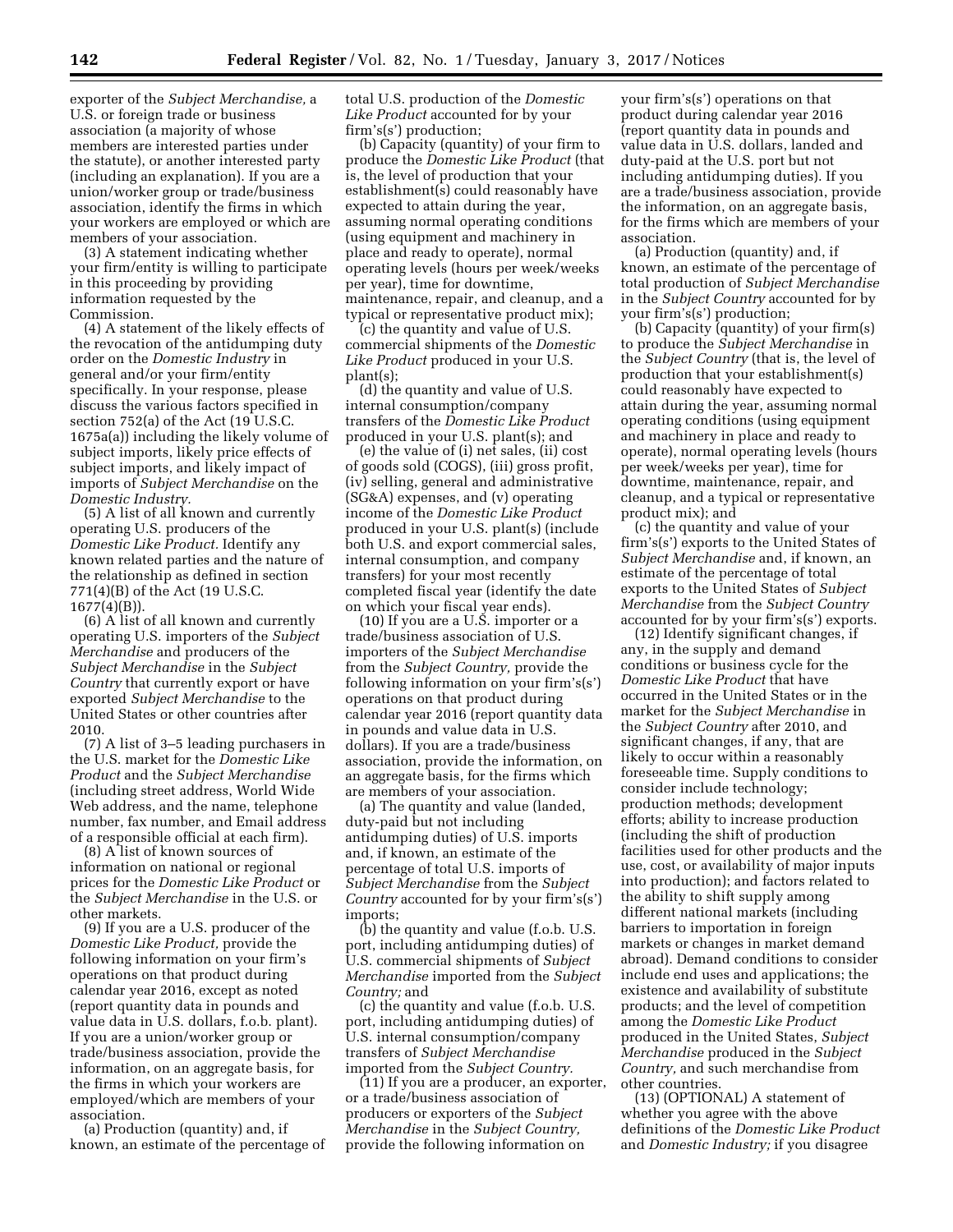exporter of the *Subject Merchandise,* a U.S. or foreign trade or business association (a majority of whose members are interested parties under the statute), or another interested party (including an explanation). If you are a union/worker group or trade/business association, identify the firms in which your workers are employed or which are members of your association.

(3) A statement indicating whether your firm/entity is willing to participate in this proceeding by providing information requested by the Commission.

(4) A statement of the likely effects of the revocation of the antidumping duty order on the *Domestic Industry* in general and/or your firm/entity specifically. In your response, please discuss the various factors specified in section 752(a) of the Act (19 U.S.C. 1675a(a)) including the likely volume of subject imports, likely price effects of subject imports, and likely impact of imports of *Subject Merchandise* on the *Domestic Industry.*

(5) A list of all known and currently operating U.S. producers of the *Domestic Like Product.* Identify any known related parties and the nature of the relationship as defined in section 771(4)(B) of the Act (19 U.S.C. 1677(4)(B)).

(6) A list of all known and currently operating U.S. importers of the *Subject Merchandise* and producers of the *Subject Merchandise* in the *Subject Country* that currently export or have exported *Subject Merchandise* to the United States or other countries after 2010.

(7) A list of 3–5 leading purchasers in the U.S. market for the *Domestic Like Product* and the *Subject Merchandise* (including street address, World Wide Web address, and the name, telephone number, fax number, and Email address of a responsible official at each firm).

(8) A list of known sources of information on national or regional prices for the *Domestic Like Product* or the *Subject Merchandise* in the U.S. or other markets.

(9) If you are a U.S. producer of the *Domestic Like Product,* provide the following information on your firm's operations on that product during calendar year 2016, except as noted (report quantity data in pounds and value data in U.S. dollars, f.o.b. plant). If you are a union/worker group or trade/business association, provide the information, on an aggregate basis, for the firms in which your workers are employed/which are members of your association.

(a) Production (quantity) and, if known, an estimate of the percentage of total U.S. production of the *Domestic Like Product* accounted for by your firm's(s') production;

(b) Capacity (quantity) of your firm to produce the *Domestic Like Product* (that is, the level of production that your establishment(s) could reasonably have expected to attain during the year, assuming normal operating conditions (using equipment and machinery in place and ready to operate), normal operating levels (hours per week/weeks per year), time for downtime, maintenance, repair, and cleanup, and a typical or representative product mix);

(c) the quantity and value of U.S. commercial shipments of the *Domestic Like Product* produced in your U.S. plant(s);

(d) the quantity and value of U.S. internal consumption/company transfers of the *Domestic Like Product* produced in your U.S. plant(s); and

(e) the value of (i) net sales, (ii) cost of goods sold (COGS), (iii) gross profit, (iv) selling, general and administrative (SG&A) expenses, and (v) operating income of the *Domestic Like Product* produced in your U.S. plant(s) (include both U.S. and export commercial sales, internal consumption, and company transfers) for your most recently completed fiscal year (identify the date on which your fiscal year ends).

(10) If you are a U.S. importer or a trade/business association of U.S. importers of the *Subject Merchandise* from the *Subject Country,* provide the following information on your firm's(s') operations on that product during calendar year 2016 (report quantity data in pounds and value data in U.S. dollars). If you are a trade/business association, provide the information, on an aggregate basis, for the firms which are members of your association.

(a) The quantity and value (landed, duty-paid but not including antidumping duties) of U.S. imports and, if known, an estimate of the percentage of total U.S. imports of *Subject Merchandise* from the *Subject Country* accounted for by your firm's(s') imports;

(b) the quantity and value (f.o.b. U.S. port, including antidumping duties) of U.S. commercial shipments of *Subject Merchandise* imported from the *Subject Country;* and

(c) the quantity and value (f.o.b. U.S. port, including antidumping duties) of U.S. internal consumption/company transfers of *Subject Merchandise* imported from the *Subject Country.*

(11) If you are a producer, an exporter, or a trade/business association of producers or exporters of the *Subject Merchandise* in the *Subject Country,* provide the following information on your firm's(s') operations on that product during calendar year 2016 (report quantity data in pounds and value data in U.S. dollars, landed and duty-paid at the U.S. port but not including antidumping duties). If you are a trade/business association, provide the information, on an aggregate basis, for the firms which are members of your association.

(a) Production (quantity) and, if known, an estimate of the percentage of total production of *Subject Merchandise* in the *Subject Country* accounted for by your firm's(s') production;

(b) Capacity (quantity) of your firm(s) to produce the *Subject Merchandise* in the *Subject Country* (that is, the level of production that your establishment(s) could reasonably have expected to attain during the year, assuming normal operating conditions (using equipment and machinery in place and ready to operate), normal operating levels (hours per week/weeks per year), time for downtime, maintenance, repair, and cleanup, and a typical or representative product mix); and

(c) the quantity and value of your firm's(s') exports to the United States of *Subject Merchandise* and, if known, an estimate of the percentage of total exports to the United States of *Subject Merchandise* from the *Subject Country* accounted for by your firm's(s') exports.

(12) Identify significant changes, if any, in the supply and demand conditions or business cycle for the *Domestic Like Product* that have occurred in the United States or in the market for the *Subject Merchandise* in the *Subject Country* after 2010, and significant changes, if any, that are likely to occur within a reasonably foreseeable time. Supply conditions to consider include technology; production methods; development efforts; ability to increase production (including the shift of production facilities used for other products and the use, cost, or availability of major inputs into production); and factors related to the ability to shift supply among different national markets (including barriers to importation in foreign markets or changes in market demand abroad). Demand conditions to consider include end uses and applications; the existence and availability of substitute products; and the level of competition among the *Domestic Like Product* produced in the United States, *Subject Merchandise* produced in the *Subject Country,* and such merchandise from other countries.

(13) (OPTIONAL) A statement of whether you agree with the above definitions of the *Domestic Like Product* and *Domestic Industry;* if you disagree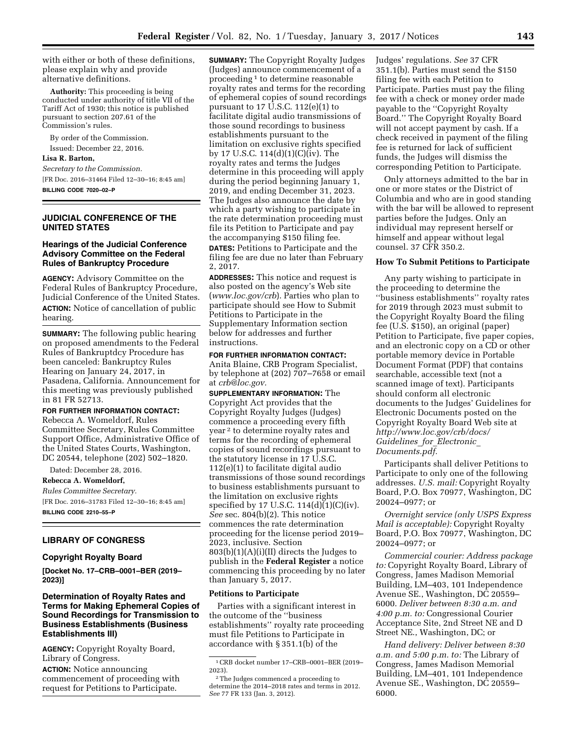with either or both of these definitions, please explain why and provide alternative definitions.

**Authority:** This proceeding is being conducted under authority of title VII of the Tariff Act of 1930; this notice is published pursuant to section 207.61 of the Commission's rules.

By order of the Commission.

Issued: December 22, 2016.

**Lisa R. Barton,**

*Secretary to the Commission.*

[FR Doc. 2016–31464 Filed 12–30–16; 8:45 am]

**BILLING CODE 7020–02–P**

## JUDICIAL CONFERENCE OF THE UNITED STATES

### Hearings of the Judicial Conference Advisory Committee on the Federal Rules of Bankruptcy Procedure

**AGENCY:** Advisory Committee on the Federal Rules of Bankruptcy Procedure, Judicial Conference of the United States.

**ACTION:** Notice of cancellation of public hearing.

**SUMMARY:** The following public hearing on proposed amendments to the Federal Rules of Bankruptdcy Procedure has been canceled: Bankruptcy Rules Hearing on January 24, 2017, in Pasadena, California. Announcement for this meeting was previously published in 81 FR 52713.

**FOR FURTHER INFORMATION CONTACT:** Rebecca A. Womeldorf, Rules Committee Secretary, Rules Committee Support Office, Administrative Office of the United States Courts, Washington, DC 20544, telephone (202) 502–1820.

Dated: December 28, 2016.

**Rebecca A. Womeldorf,**

*Rules Committee Secretary.*

[FR Doc. 2016–31783 Filed 12–30–16; 8:45 am]

**BILLING CODE 2210–55–P**

## LIBRARY OF CONGRESS

### Copyright Royalty Board

**[Docket No. 17–CRB–0001–BER (2019–2023)]**

### Determination of Royalty Rates and Terms for Making Ephemeral Copies of Sound Recordings for Transmission to Business Establishments (Business Establishments III)

**AGENCY:** Copyright Royalty Board, Library of Congress.

**ACTION:** Notice announcing commencement of proceeding with request for Petitions to Participate.

**SUMMARY:** The Copyright Royalty Judges (Judges) announce commencement of a proceeding[1] to determine reasonable royalty rates and terms for the recording of ephemeral copies of sound recordings pursuant to 17 U.S.C. 112(e)(1) to facilitate digital audio transmissions of those sound recordings to business establishments pursuant to the limitation on exclusive rights specified by 17 U.S.C. 114(d)(1)(C)(iv). The royalty rates and terms the Judges determine in this proceeding will apply during the period beginning January 1, 2019, and ending December 31, 2023. The Judges also announce the date by which a party wishing to participate in the rate determination proceeding must file its Petition to Participate and pay the accompanying $150 filing fee.

**DATES:** Petitions to Participate and the filing fee are due no later than February 2, 2017.

**ADDRESSES:** This notice and request is also posted on the agency's Web site (*www.loc.gov/crb*). Parties who plan to participate should see How to Submit Petitions to Participate in the Supplementary Information section below for addresses and further instructions.

**FOR FURTHER INFORMATION CONTACT:** Anita Blaine, CRB Program Specialist, by telephone at (202) 707–7658 or email at *crb@loc.gov.*

**SUPPLEMENTARY INFORMATION:** The Copyright Act provides that the Copyright Royalty Judges (Judges) commence a proceeding every fifth year[2] to determine royalty rates and terms for the recording of ephemeral copies of sound recordings pursuant to the statutory license in 17 U.S.C. 112(e)(1) to facilitate digital audio transmissions of those sound recordings to business establishments pursuant to the limitation on exclusive rights specified by 17 U.S.C. 114(d)(1)(C)(iv). *See* sec. 804(b)(2). This notice commences the rate determination proceeding for the license period 2019–2023, inclusive. Section 803(b)(1)(A)(i)(II) directs the Judges to publish in the **Federal Register** a notice commencing this proceeding by no later than January 5, 2017.

#### Petitions to Participate

Parties with a significant interest in the outcome of the ''business establishments'' royalty rate proceeding must file Petitions to Participate in accordance with § 351.1(b) of the Judges' regulations. *See* 37 CFR 351.1(b). Parties must send the $150 filing fee with each Petition to Participate. Parties must pay the filing fee with a check or money order made payable to the ''Copyright Royalty Board.'' The Copyright Royalty Board will not accept payment by cash. If a check received in payment of the filing fee is returned for lack of sufficient funds, the Judges will dismiss the corresponding Petition to Participate.

Only attorneys admitted to the bar in one or more states or the District of Columbia and who are in good standing with the bar will be allowed to represent parties before the Judges. Only an individual may represent herself or himself and appear without legal counsel. 37 CFR 350.2.

#### How To Submit Petitions to Participate

Any party wishing to participate in the proceeding to determine the ''business establishments'' royalty rates for 2019 through 2023 must submit to the Copyright Royalty Board the filing fee (U.S. $150), an original (paper) Petition to Participate, five paper copies, and an electronic copy on a CD or other portable memory device in Portable Document Format (PDF) that contains searchable, accessible text (not a scanned image of text). Participants should conform all electronic documents to the Judges' Guidelines for Electronic Documents posted on the Copyright Royalty Board Web site at *http://www.loc.gov/crb/docs/Guidelines_for_Electronic_Documents.pdf.*

Participants shall deliver Petitions to Participate to only one of the following addresses. *U.S. mail:* Copyright Royalty Board, P.O. Box 70977, Washington, DC 20024–0977; or

*Overnight service (only USPS Express Mail is acceptable):* Copyright Royalty Board, P.O. Box 70977, Washington, DC 20024–0977; or

*Commercial courier: Address package to:* Copyright Royalty Board, Library of Congress, James Madison Memorial Building, LM–403, 101 Independence Avenue SE., Washington, DC 20559–6000. *Deliver between 8:30 a.m. and 4:00 p.m. to:* Congressional Courier Acceptance Site, 2nd Street NE and D Street NE., Washington, DC; or

*Hand delivery: Deliver between 8:30 a.m. and 5:00 p.m. to:* The Library of Congress, James Madison Memorial Building, LM–401, 101 Independence Avenue SE., Washington, DC 20559–6000.

---

[1] CRB docket number 17–CRB–0001–BER (2019–2023).

[2] The Judges commenced a proceeding to determine the 2014–2018 rates and terms in 2012. *See* 77 FR 133 (Jan. 3, 2012).